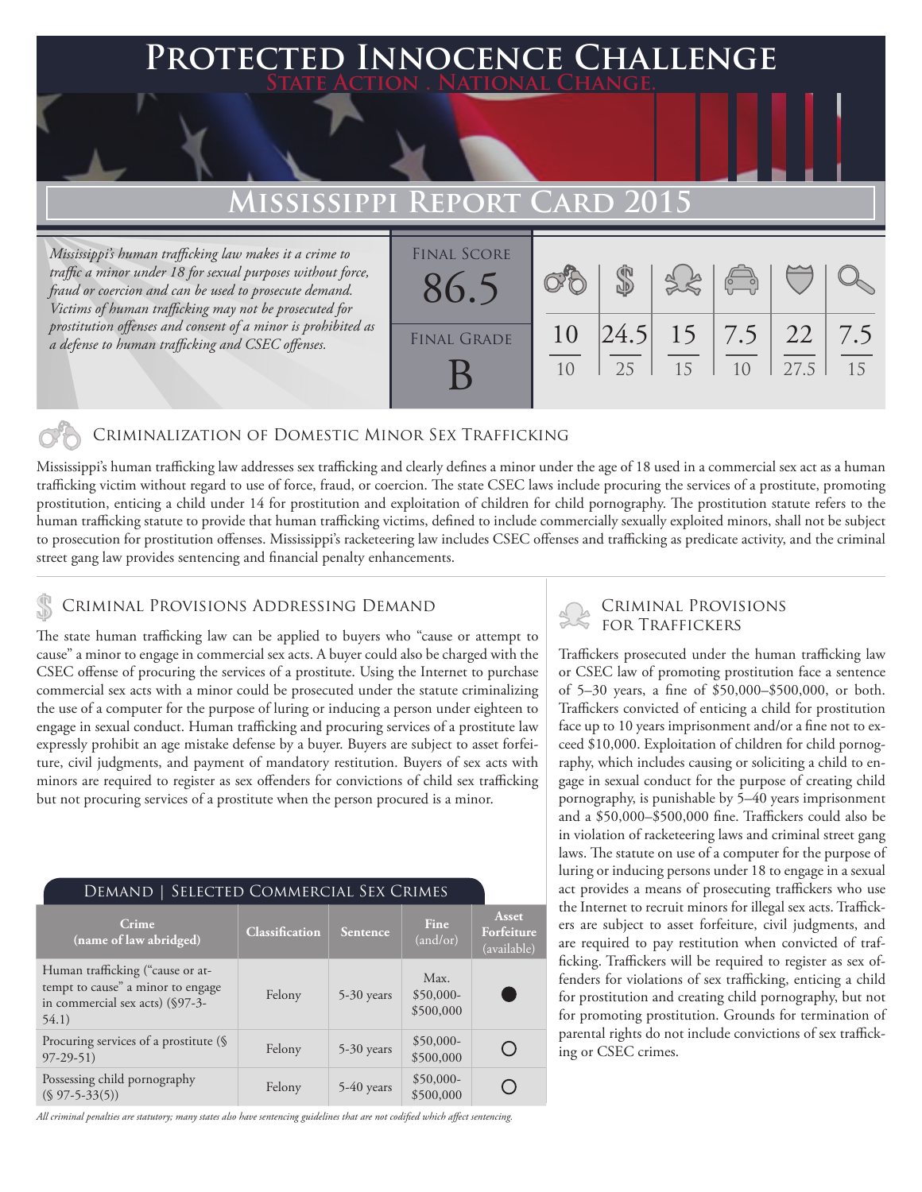# Protected Innocence Challenge

**State Action . National Change.**

## Mississippi Report Card 2015

*Mississippi's human trafficking law makes it a crime to traffic a minor under 18 for sexual purposes without force, fraud or coercion and can be used to prosecute demand. Victims of human trafficking may not be prosecuted for prostitution offenses and consent of a minor is prohibited as a defense to human trafficking and CSEC offenses.*

| Final Score | Final Grade |
|---|---|
| 86.5 | B |

| Criminalization of Domestic Minor Sex Trafficking | Criminal Provisions Addressing Demand | Criminal Provisions for Traffickers | Criminal Provisions for Facilitators | Protective Provisions for the Child Victims | Criminal Justice Tools for Investigation and Prosecutions |
|---|---|---|---|---|---|
| 10/10 | 24.5/25 | 15/15 | 7.5/10 | 22/27.5 | 7.5/15 |

### Criminalization of Domestic Minor Sex Trafficking

Mississippi's human trafficking law addresses sex trafficking and clearly defines a minor under the age of 18 used in a commercial sex act as a human trafficking victim without regard to use of force, fraud, or coercion. The state CSEC laws include procuring the services of a prostitute, promoting prostitution, enticing a child under 14 for prostitution and exploitation of children for child pornography. The prostitution statute refers to the human trafficking statute to provide that human trafficking victims, defined to include commercially sexually exploited minors, shall not be subject to prosecution for prostitution offenses. Mississippi's racketeering law includes CSEC offenses and trafficking as predicate activity, and the criminal street gang law provides sentencing and financial penalty enhancements.

### Criminal Provisions Addressing Demand

The state human trafficking law can be applied to buyers who "cause or attempt to cause" a minor to engage in commercial sex acts. A buyer could also be charged with the CSEC offense of procuring the services of a prostitute. Using the Internet to purchase commercial sex acts with a minor could be prosecuted under the statute criminalizing the use of a computer for the purpose of luring or inducing a person under eighteen to engage in sexual conduct. Human trafficking and procuring services of a prostitute law expressly prohibit an age mistake defense by a buyer. Buyers are subject to asset forfeiture, civil judgments, and payment of mandatory restitution. Buyers of sex acts with minors are required to register as sex offenders for convictions of child sex trafficking but not procuring services of a prostitute when the person procured is a minor.

#### Demand | Selected Commercial Sex Crimes

| Crime (name of law abridged) | Classification | Sentence | Fine (and/or) | Asset Forfeiture (available) |
|---|---|---|---|---|
| Human trafficking ("cause or attempt to cause" a minor to engage in commercial sex acts) (§97-3-54.1) | Felony | 5-30 years | Max. $50,000-$500,000 | ● |
| Procuring services of a prostitute (§ 97-29-51) | Felony | 5-30 years | $50,000-$500,000 | ○ |
| Possessing child pornography (§ 97-5-33(5)) | Felony | 5-40 years | $50,000-$500,000 | ○ |

*All criminal penalties are statutory; many states also have sentencing guidelines that are not codified which affect sentencing.*

### Criminal Provisions for Traffickers

Traffickers prosecuted under the human trafficking law or CSEC law of promoting prostitution face a sentence of 5–30 years, a fine of $50,000–$500,000, or both. Traffickers convicted of enticing a child for prostitution face up to 10 years imprisonment and/or a fine not to exceed $10,000. Exploitation of children for child pornography, which includes causing or soliciting a child to engage in sexual conduct for the purpose of creating child pornography, is punishable by 5–40 years imprisonment and a $50,000–$500,000 fine. Traffickers could also be in violation of racketeering laws and criminal street gang laws. The statute on use of a computer for the purpose of luring or inducing persons under 18 to engage in a sexual act provides a means of prosecuting traffickers who use the Internet to recruit minors for illegal sex acts. Traffickers are subject to asset forfeiture, civil judgments, and are required to pay restitution when convicted of trafficking. Traffickers will be required to register as sex offenders for violations of sex trafficking, enticing a child for prostitution and creating child pornography, but not for promoting prostitution. Grounds for termination of parental rights do not include convictions of sex trafficking or CSEC crimes.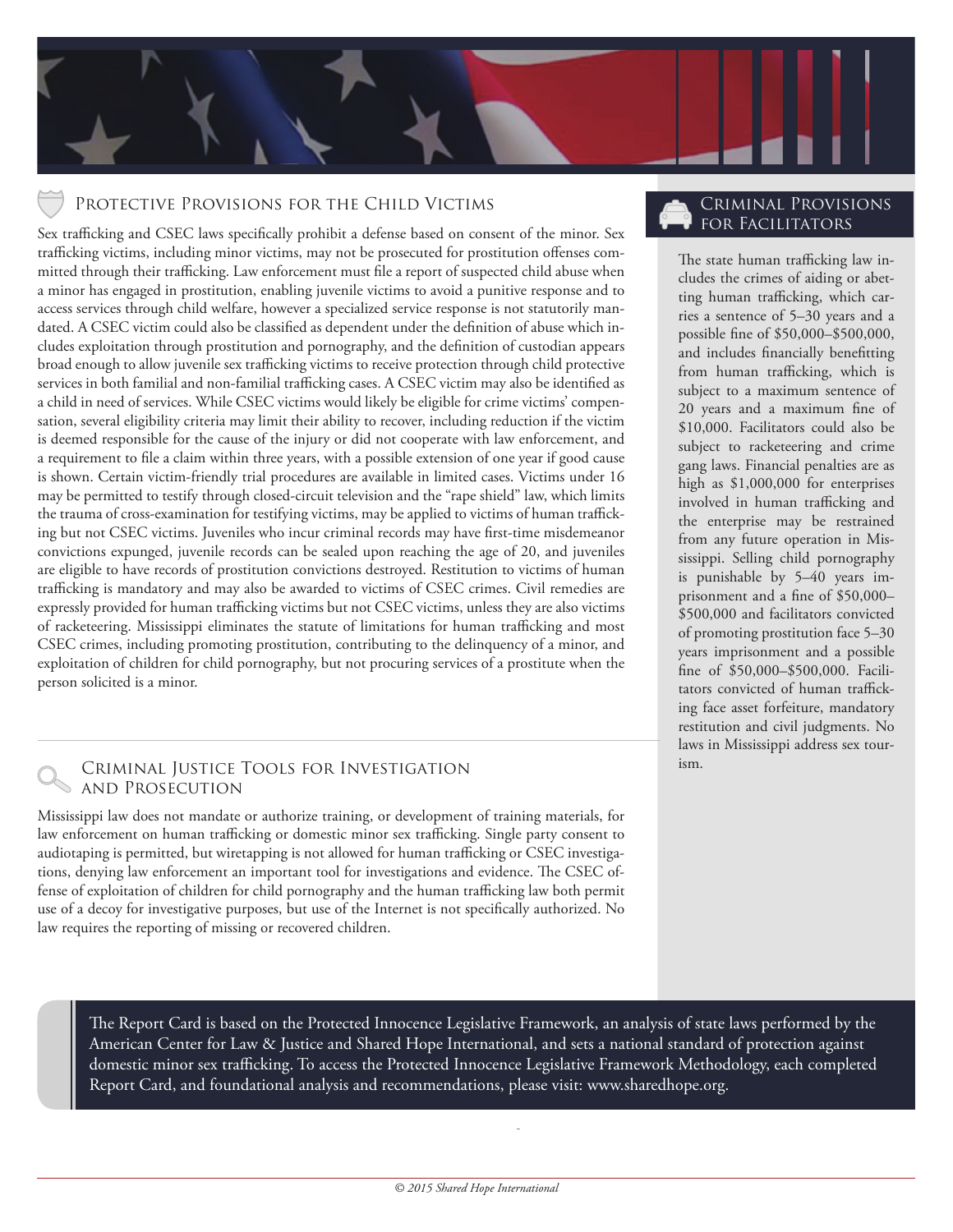## Protective Provisions for the Child Victims

Sex trafficking and CSEC laws specifically prohibit a defense based on consent of the minor. Sex trafficking victims, including minor victims, may not be prosecuted for prostitution offenses committed through their trafficking. Law enforcement must file a report of suspected child abuse when a minor has engaged in prostitution, enabling juvenile victims to avoid a punitive response and to access services through child welfare, however a specialized service response is not statutorily mandated. A CSEC victim could also be classified as dependent under the definition of abuse which includes exploitation through prostitution and pornography, and the definition of custodian appears broad enough to allow juvenile sex trafficking victims to receive protection through child protective services in both familial and non-familial trafficking cases. A CSEC victim may also be identified as a child in need of services. While CSEC victims would likely be eligible for crime victims' compensation, several eligibility criteria may limit their ability to recover, including reduction if the victim is deemed responsible for the cause of the injury or did not cooperate with law enforcement, and a requirement to file a claim within three years, with a possible extension of one year if good cause is shown. Certain victim-friendly trial procedures are available in limited cases. Victims under 16 may be permitted to testify through closed-circuit television and the "rape shield" law, which limits the trauma of cross-examination for testifying victims, may be applied to victims of human trafficking but not CSEC victims. Juveniles who incur criminal records may have first-time misdemeanor convictions expunged, juvenile records can be sealed upon reaching the age of 20, and juveniles are eligible to have records of prostitution convictions destroyed. Restitution to victims of human trafficking is mandatory and may also be awarded to victims of CSEC crimes. Civil remedies are expressly provided for human trafficking victims but not CSEC victims, unless they are also victims of racketeering. Mississippi eliminates the statute of limitations for human trafficking and most CSEC crimes, including promoting prostitution, contributing to the delinquency of a minor, and exploitation of children for child pornography, but not procuring services of a prostitute when the person solicited is a minor.

## Criminal Justice Tools for Investigation and Prosecution

Mississippi law does not mandate or authorize training, or development of training materials, for law enforcement on human trafficking or domestic minor sex trafficking. Single party consent to audiotaping is permitted, but wiretapping is not allowed for human trafficking or CSEC investigations, denying law enforcement an important tool for investigations and evidence. The CSEC offense of exploitation of children for child pornography and the human trafficking law both permit use of a decoy for investigative purposes, but use of the Internet is not specifically authorized. No law requires the reporting of missing or recovered children.

## Criminal Provisions for Facilitators

The state human trafficking law includes the crimes of aiding or abetting human trafficking, which carries a sentence of 5–30 years and a possible fine of $50,000–$500,000, and includes financially benefitting from human trafficking, which is subject to a maximum sentence of 20 years and a maximum fine of $10,000. Facilitators could also be subject to racketeering and crime gang laws. Financial penalties are as high as $1,000,000 for enterprises involved in human trafficking and the enterprise may be restrained from any future operation in Mississippi. Selling child pornography is punishable by 5–40 years imprisonment and a fine of $50,000–$500,000 and facilitators convicted of promoting prostitution face 5–30 years imprisonment and a possible fine of $50,000–$500,000. Facilitators convicted of human trafficking face asset forfeiture, mandatory restitution and civil judgments. No laws in Mississippi address sex tourism.

The Report Card is based on the Protected Innocence Legislative Framework, an analysis of state laws performed by the American Center for Law & Justice and Shared Hope International, and sets a national standard of protection against domestic minor sex trafficking. To access the Protected Innocence Legislative Framework Methodology, each completed Report Card, and foundational analysis and recommendations, please visit: www.sharedhope.org.

*© 2015 Shared Hope International*